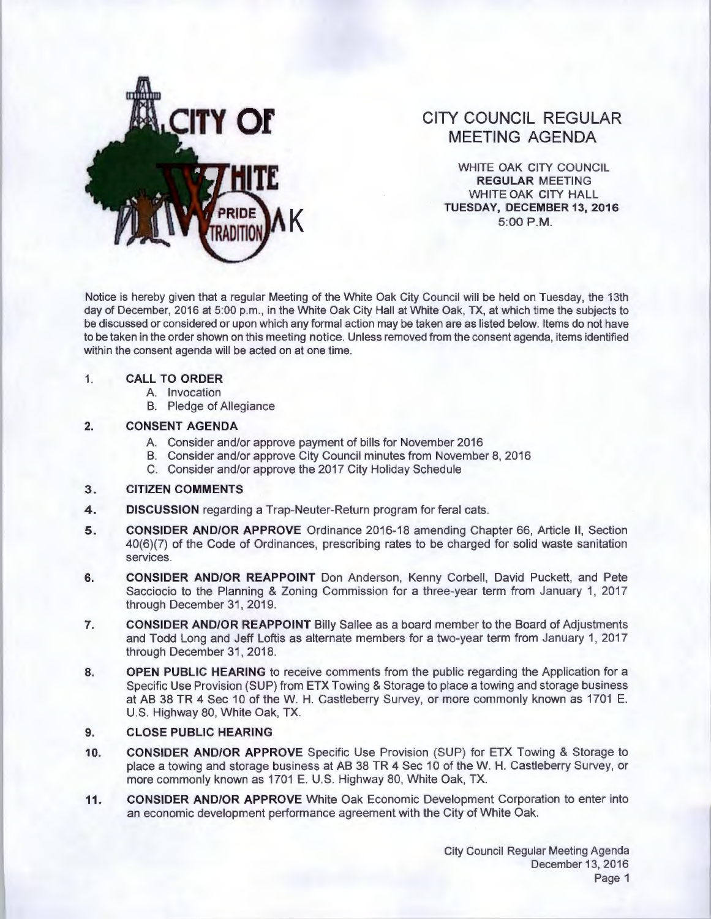CITY OF WHITE OAK
PRIDE TRADITION

# CITY COUNCIL REGULAR MEETING AGENDA

WHITE OAK CITY COUNCIL
**REGULAR** MEETING
WHITE OAK CITY HALL
**TUESDAY, DECEMBER 13, 2016**
5:00 P.M.

Notice is hereby given that a regular Meeting of the White Oak City Council will be held on Tuesday, the 13th day of December, 2016 at 5:00 p.m., in the White Oak City Hall at White Oak, TX, at which time the subjects to be discussed or considered or upon which any formal action may be taken are as listed below. Items do not have to be taken in the order shown on this meeting notice. Unless removed from the consent agenda, items identified within the consent agenda will be acted on at one time.

1. **CALL TO ORDER**
   - A. Invocation
   - B. Pledge of Allegiance

2. **CONSENT AGENDA**
   - A. Consider and/or approve payment of bills for November 2016
   - B. Consider and/or approve City Council minutes from November 8, 2016
   - C. Consider and/or approve the 2017 City Holiday Schedule

3. **CITIZEN COMMENTS**

4. **DISCUSSION** regarding a Trap-Neuter-Return program for feral cats.

5. **CONSIDER AND/OR APPROVE** Ordinance 2016-18 amending Chapter 66, Article II, Section 40(6)(7) of the Code of Ordinances, prescribing rates to be charged for solid waste sanitation services.

6. **CONSIDER AND/OR REAPPOINT** Don Anderson, Kenny Corbell, David Puckett, and Pete Sacciocio to the Planning & Zoning Commission for a three-year term from January 1, 2017 through December 31, 2019.

7. **CONSIDER AND/OR REAPPOINT** Billy Sallee as a board member to the Board of Adjustments and Todd Long and Jeff Loftis as alternate members for a two-year term from January 1, 2017 through December 31, 2018.

8. **OPEN PUBLIC HEARING** to receive comments from the public regarding the Application for a Specific Use Provision (SUP) from ETX Towing & Storage to place a towing and storage business at AB 38 TR 4 Sec 10 of the W. H. Castleberry Survey, or more commonly known as 1701 E. U.S. Highway 80, White Oak, TX.

9. **CLOSE PUBLIC HEARING**

10. **CONSIDER AND/OR APPROVE** Specific Use Provision (SUP) for ETX Towing & Storage to place a towing and storage business at AB 38 TR 4 Sec 10 of the W. H. Castleberry Survey, or more commonly known as 1701 E. U.S. Highway 80, White Oak, TX.

11. **CONSIDER AND/OR APPROVE** White Oak Economic Development Corporation to enter into an economic development performance agreement with the City of White Oak.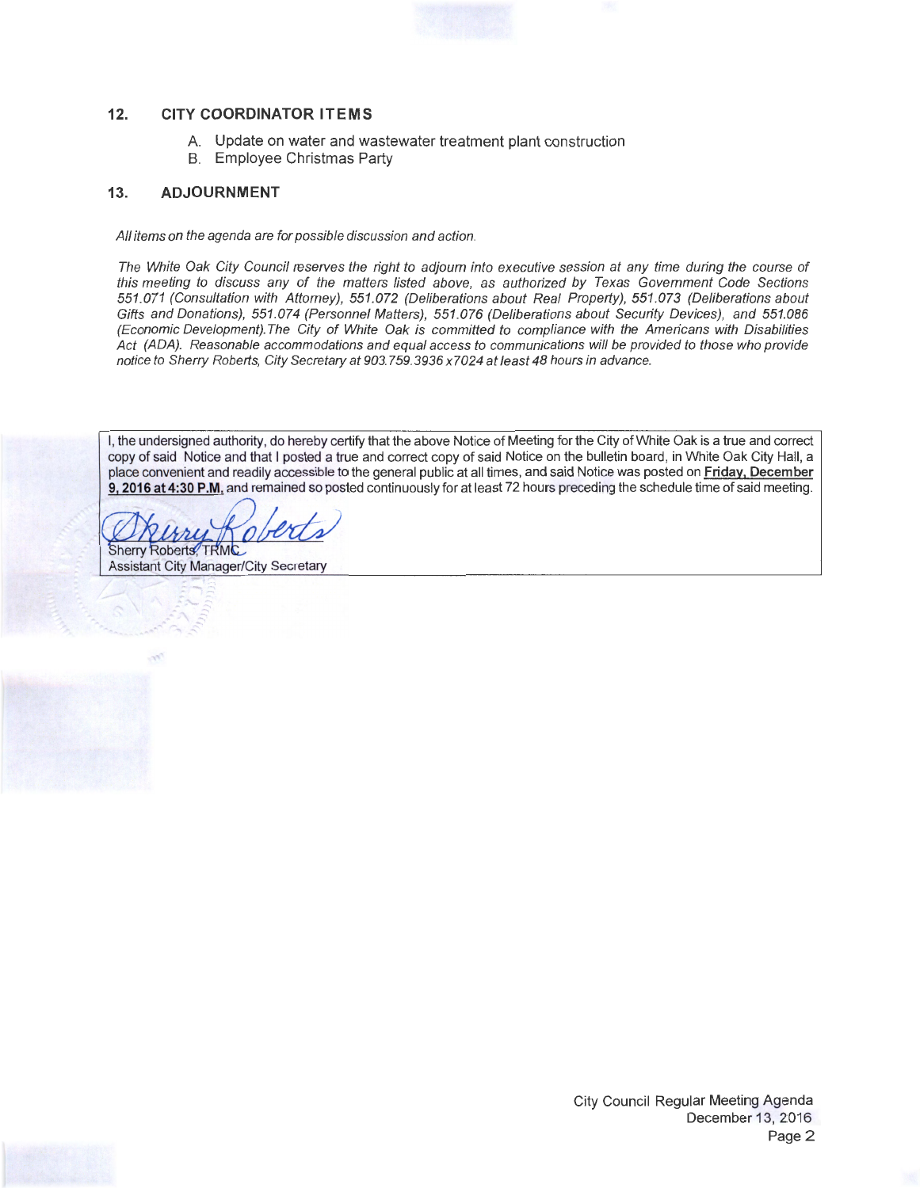## 12. CITY COORDINATOR ITEMS

A. Update on water and wastewater treatment plant construction
B. Employee Christmas Party

## 13. ADJOURNMENT

*All items on the agenda are for possible discussion and action.*

*The White Oak City Council reserves the right to adjourn into executive session at any time during the course of this meeting to discuss any of the matters listed above, as authorized by Texas Government Code Sections 551.071 (Consultation with Attorney), 551.072 (Deliberations about Real Property), 551.073 (Deliberations about Gifts and Donations), 551.074 (Personnel Matters), 551.076 (Deliberations about Security Devices), and 551.086 (Economic Development).The City of White Oak is committed to compliance with the Americans with Disabilities Act (ADA). Reasonable accommodations and equal access to communications will be provided to those who provide notice to Sherry Roberts, City Secretary at 903.759.3936 x7024 at least 48 hours in advance.*

I, the undersigned authority, do hereby certify that the above Notice of Meeting for the City of White Oak is a true and correct copy of said Notice and that I posted a true and correct copy of said Notice on the bulletin board, in White Oak City Hall, a place convenient and readily accessible to the general public at all times, and said Notice was posted on **Friday, December 9, 2016 at 4:30 P.M.** and remained so posted continuously for at least 72 hours preceding the schedule time of said meeting.

Sherry Roberts, TRMC
Assistant City Manager/City Secretary

City Council Regular Meeting Agenda
December 13, 2016